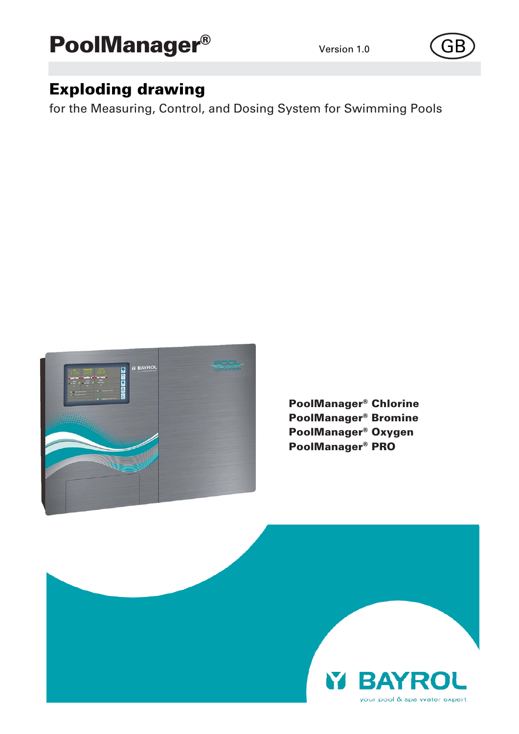# PoolManager®

Version 1.0

GB

## Exploding drawing

for the Measuring, Control, and Dosing System for Swimming Pools

**PoolManager® Chlorine**
**PoolManager® Bromine**
**PoolManager® Oxygen**
**PoolManager® PRO**

BAYROL

your pool & spa water expert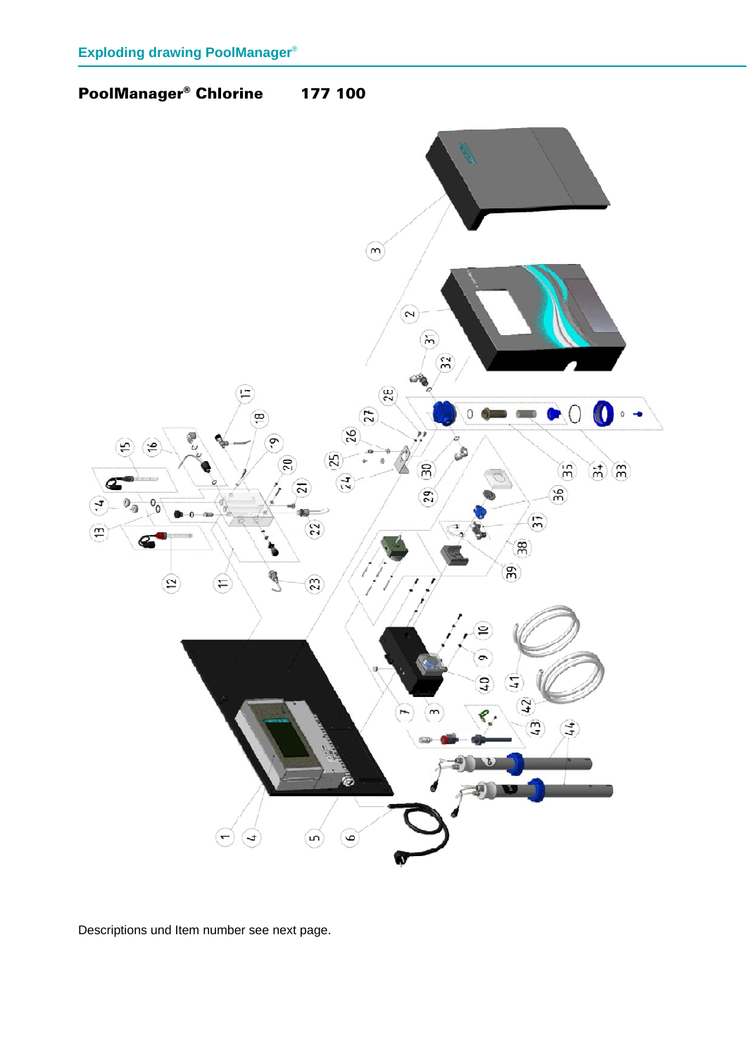Exploding drawing PoolManager®

## PoolManager® Chlorine 177 100

Descriptions und Item number see next page.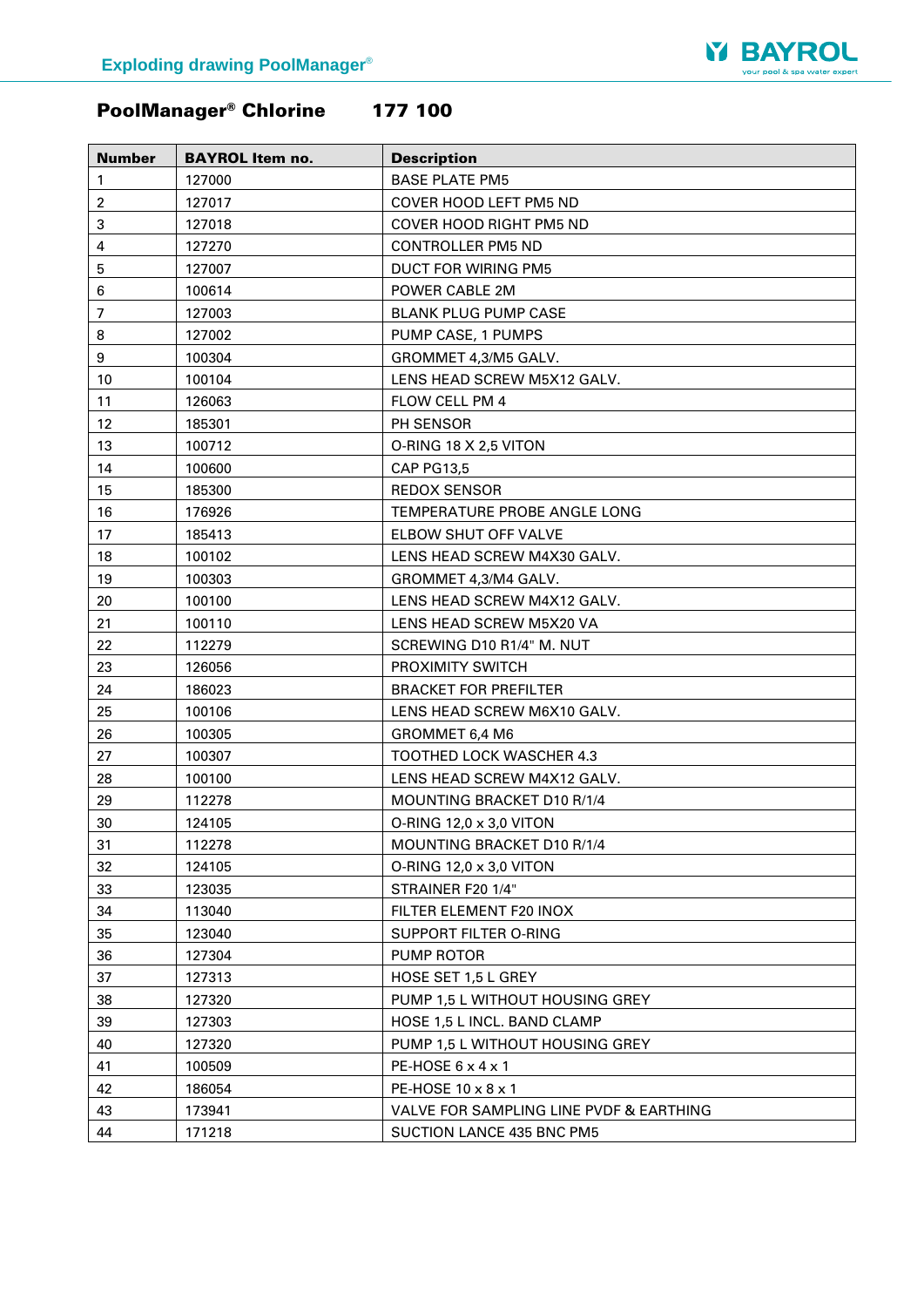## PoolManager® Chlorine 177 100

| Number | BAYROL Item no. | Description |
|---|---|---|
| 1 | 127000 | BASE PLATE PM5 |
| 2 | 127017 | COVER HOOD LEFT PM5 ND |
| 3 | 127018 | COVER HOOD RIGHT PM5 ND |
| 4 | 127270 | CONTROLLER PM5 ND |
| 5 | 127007 | DUCT FOR WIRING PM5 |
| 6 | 100614 | POWER CABLE 2M |
| 7 | 127003 | BLANK PLUG PUMP CASE |
| 8 | 127002 | PUMP CASE, 1 PUMPS |
| 9 | 100304 | GROMMET 4,3/M5 GALV. |
| 10 | 100104 | LENS HEAD SCREW M5X12 GALV. |
| 11 | 126063 | FLOW CELL PM 4 |
| 12 | 185301 | PH SENSOR |
| 13 | 100712 | O-RING 18 X 2,5 VITON |
| 14 | 100600 | CAP PG13,5 |
| 15 | 185300 | REDOX SENSOR |
| 16 | 176926 | TEMPERATURE PROBE ANGLE LONG |
| 17 | 185413 | ELBOW SHUT OFF VALVE |
| 18 | 100102 | LENS HEAD SCREW M4X30 GALV. |
| 19 | 100303 | GROMMET 4,3/M4 GALV. |
| 20 | 100100 | LENS HEAD SCREW M4X12 GALV. |
| 21 | 100110 | LENS HEAD SCREW M5X20 VA |
| 22 | 112279 | SCREWING D10 R1/4" M. NUT |
| 23 | 126056 | PROXIMITY SWITCH |
| 24 | 186023 | BRACKET FOR PREFILTER |
| 25 | 100106 | LENS HEAD SCREW M6X10 GALV. |
| 26 | 100305 | GROMMET 6,4 M6 |
| 27 | 100307 | TOOTHED LOCK WASCHER 4.3 |
| 28 | 100100 | LENS HEAD SCREW M4X12 GALV. |
| 29 | 112278 | MOUNTING BRACKET D10 R/1/4 |
| 30 | 124105 | O-RING 12,0 x 3,0 VITON |
| 31 | 112278 | MOUNTING BRACKET D10 R/1/4 |
| 32 | 124105 | O-RING 12,0 x 3,0 VITON |
| 33 | 123035 | STRAINER F20 1/4" |
| 34 | 113040 | FILTER ELEMENT F20 INOX |
| 35 | 123040 | SUPPORT FILTER O-RING |
| 36 | 127304 | PUMP ROTOR |
| 37 | 127313 | HOSE SET 1,5 L GREY |
| 38 | 127320 | PUMP 1,5 L WITHOUT HOUSING GREY |
| 39 | 127303 | HOSE 1,5 L INCL. BAND CLAMP |
| 40 | 127320 | PUMP 1,5 L WITHOUT HOUSING GREY |
| 41 | 100509 | PE-HOSE 6 x 4 x 1 |
| 42 | 186054 | PE-HOSE 10 x 8 x 1 |
| 43 | 173941 | VALVE FOR SAMPLING LINE PVDF & EARTHING |
| 44 | 171218 | SUCTION LANCE 435 BNC PM5 |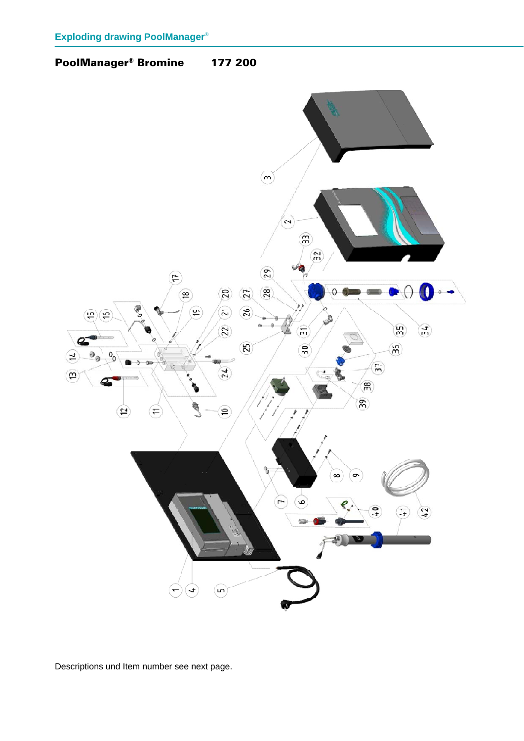Exploding drawing PoolManager®

## PoolManager® Bromine 177 200

Descriptions und Item number see next page.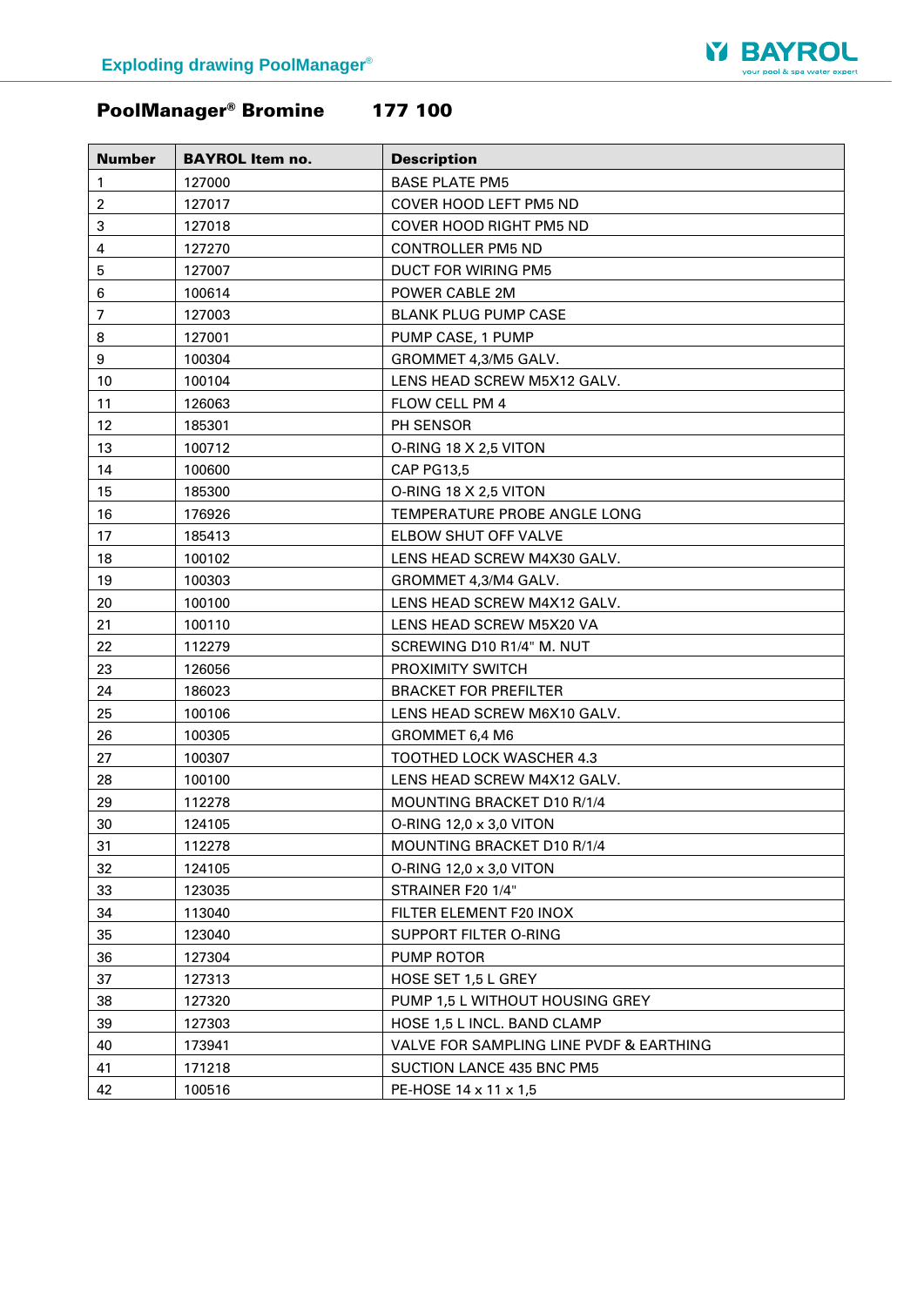# PoolManager® Bromine 177 100

| Number | BAYROL Item no. | Description |
|---|---|---|
| 1 | 127000 | BASE PLATE PM5 |
| 2 | 127017 | COVER HOOD LEFT PM5 ND |
| 3 | 127018 | COVER HOOD RIGHT PM5 ND |
| 4 | 127270 | CONTROLLER PM5 ND |
| 5 | 127007 | DUCT FOR WIRING PM5 |
| 6 | 100614 | POWER CABLE 2M |
| 7 | 127003 | BLANK PLUG PUMP CASE |
| 8 | 127001 | PUMP CASE, 1 PUMP |
| 9 | 100304 | GROMMET 4,3/M5 GALV. |
| 10 | 100104 | LENS HEAD SCREW M5X12 GALV. |
| 11 | 126063 | FLOW CELL PM 4 |
| 12 | 185301 | PH SENSOR |
| 13 | 100712 | O-RING 18 X 2,5 VITON |
| 14 | 100600 | CAP PG13,5 |
| 15 | 185300 | O-RING 18 X 2,5 VITON |
| 16 | 176926 | TEMPERATURE PROBE ANGLE LONG |
| 17 | 185413 | ELBOW SHUT OFF VALVE |
| 18 | 100102 | LENS HEAD SCREW M4X30 GALV. |
| 19 | 100303 | GROMMET 4,3/M4 GALV. |
| 20 | 100100 | LENS HEAD SCREW M4X12 GALV. |
| 21 | 100110 | LENS HEAD SCREW M5X20 VA |
| 22 | 112279 | SCREWING D10 R1/4" M. NUT |
| 23 | 126056 | PROXIMITY SWITCH |
| 24 | 186023 | BRACKET FOR PREFILTER |
| 25 | 100106 | LENS HEAD SCREW M6X10 GALV. |
| 26 | 100305 | GROMMET 6,4 M6 |
| 27 | 100307 | TOOTHED LOCK WASCHER 4.3 |
| 28 | 100100 | LENS HEAD SCREW M4X12 GALV. |
| 29 | 112278 | MOUNTING BRACKET D10 R/1/4 |
| 30 | 124105 | O-RING 12,0 x 3,0 VITON |
| 31 | 112278 | MOUNTING BRACKET D10 R/1/4 |
| 32 | 124105 | O-RING 12,0 x 3,0 VITON |
| 33 | 123035 | STRAINER F20 1/4" |
| 34 | 113040 | FILTER ELEMENT F20 INOX |
| 35 | 123040 | SUPPORT FILTER O-RING |
| 36 | 127304 | PUMP ROTOR |
| 37 | 127313 | HOSE SET 1,5 L GREY |
| 38 | 127320 | PUMP 1,5 L WITHOUT HOUSING GREY |
| 39 | 127303 | HOSE 1,5 L INCL. BAND CLAMP |
| 40 | 173941 | VALVE FOR SAMPLING LINE PVDF & EARTHING |
| 41 | 171218 | SUCTION LANCE 435 BNC PM5 |
| 42 | 100516 | PE-HOSE 14 x 11 x 1,5 |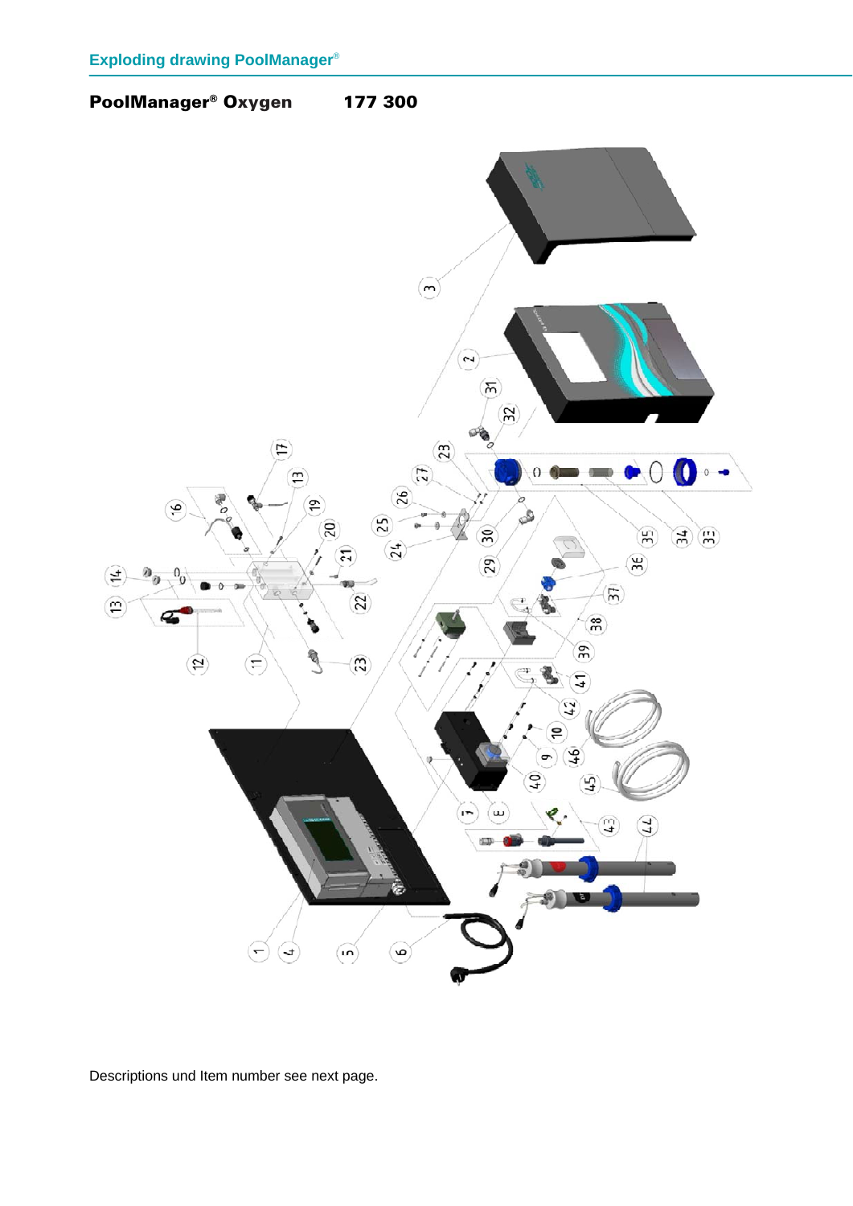**PoolManager® Oxygen 177 300**

Descriptions und Item number see next page.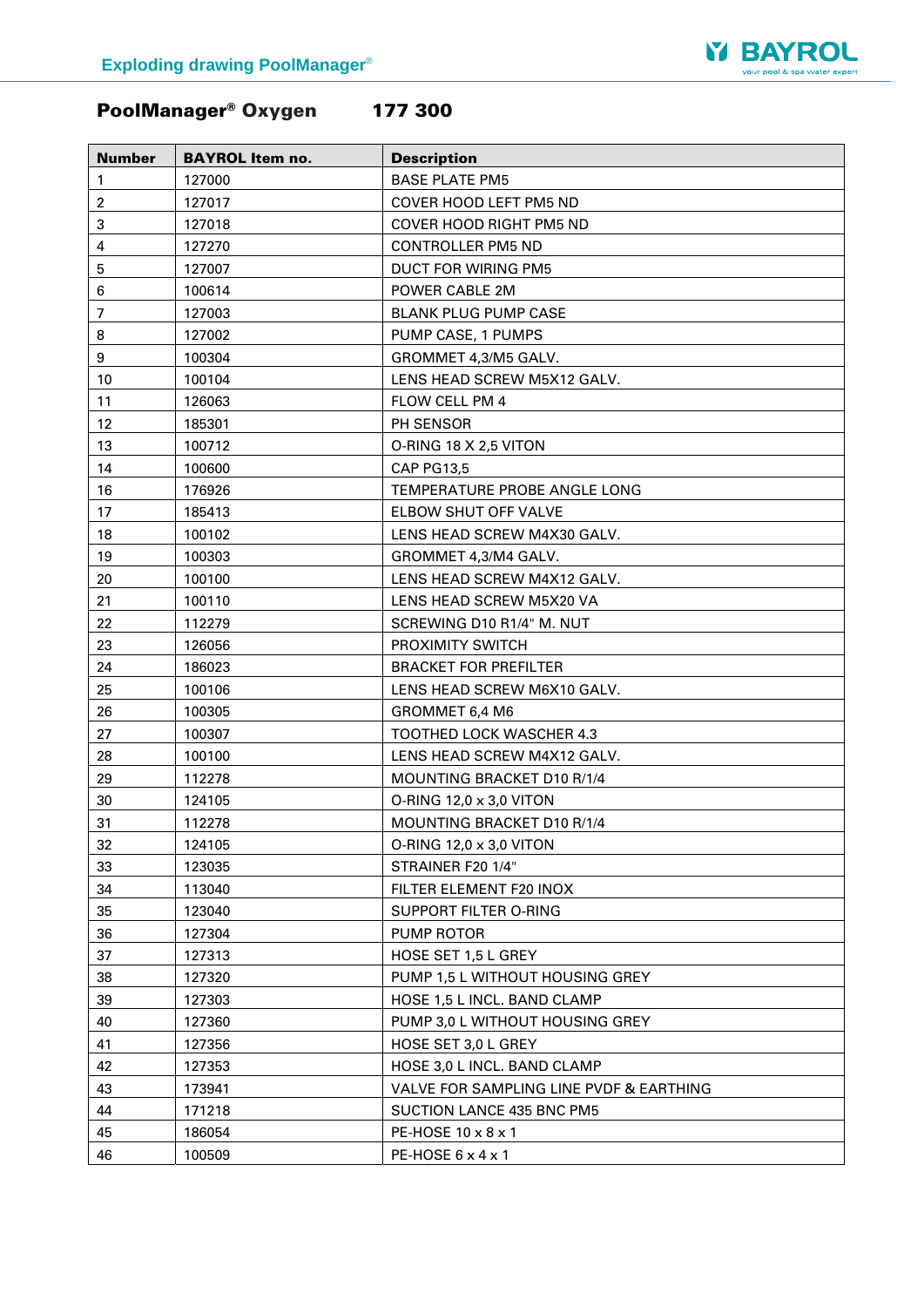## PoolManager® Oxygen 177 300

| Number | BAYROL Item no. | Description |
|---|---|---|
| 1 | 127000 | BASE PLATE PM5 |
| 2 | 127017 | COVER HOOD LEFT PM5 ND |
| 3 | 127018 | COVER HOOD RIGHT PM5 ND |
| 4 | 127270 | CONTROLLER PM5 ND |
| 5 | 127007 | DUCT FOR WIRING PM5 |
| 6 | 100614 | POWER CABLE 2M |
| 7 | 127003 | BLANK PLUG PUMP CASE |
| 8 | 127002 | PUMP CASE, 1 PUMPS |
| 9 | 100304 | GROMMET 4,3/M5 GALV. |
| 10 | 100104 | LENS HEAD SCREW M5X12 GALV. |
| 11 | 126063 | FLOW CELL PM 4 |
| 12 | 185301 | PH SENSOR |
| 13 | 100712 | O-RING 18 X 2,5 VITON |
| 14 | 100600 | CAP PG13,5 |
| 16 | 176926 | TEMPERATURE PROBE ANGLE LONG |
| 17 | 185413 | ELBOW SHUT OFF VALVE |
| 18 | 100102 | LENS HEAD SCREW M4X30 GALV. |
| 19 | 100303 | GROMMET 4,3/M4 GALV. |
| 20 | 100100 | LENS HEAD SCREW M4X12 GALV. |
| 21 | 100110 | LENS HEAD SCREW M5X20 VA |
| 22 | 112279 | SCREWING D10 R1/4" M. NUT |
| 23 | 126056 | PROXIMITY SWITCH |
| 24 | 186023 | BRACKET FOR PREFILTER |
| 25 | 100106 | LENS HEAD SCREW M6X10 GALV. |
| 26 | 100305 | GROMMET 6,4 M6 |
| 27 | 100307 | TOOTHED LOCK WASCHER 4.3 |
| 28 | 100100 | LENS HEAD SCREW M4X12 GALV. |
| 29 | 112278 | MOUNTING BRACKET D10 R/1/4 |
| 30 | 124105 | O-RING 12,0 x 3,0 VITON |
| 31 | 112278 | MOUNTING BRACKET D10 R/1/4 |
| 32 | 124105 | O-RING 12,0 x 3,0 VITON |
| 33 | 123035 | STRAINER F20 1/4" |
| 34 | 113040 | FILTER ELEMENT F20 INOX |
| 35 | 123040 | SUPPORT FILTER O-RING |
| 36 | 127304 | PUMP ROTOR |
| 37 | 127313 | HOSE SET 1,5 L GREY |
| 38 | 127320 | PUMP 1,5 L WITHOUT HOUSING GREY |
| 39 | 127303 | HOSE 1,5 L INCL. BAND CLAMP |
| 40 | 127360 | PUMP 3,0 L WITHOUT HOUSING GREY |
| 41 | 127356 | HOSE SET 3,0 L GREY |
| 42 | 127353 | HOSE 3,0 L INCL. BAND CLAMP |
| 43 | 173941 | VALVE FOR SAMPLING LINE PVDF & EARTHING |
| 44 | 171218 | SUCTION LANCE 435 BNC PM5 |
| 45 | 186054 | PE-HOSE 10 x 8 x 1 |
| 46 | 100509 | PE-HOSE 6 x 4 x 1 |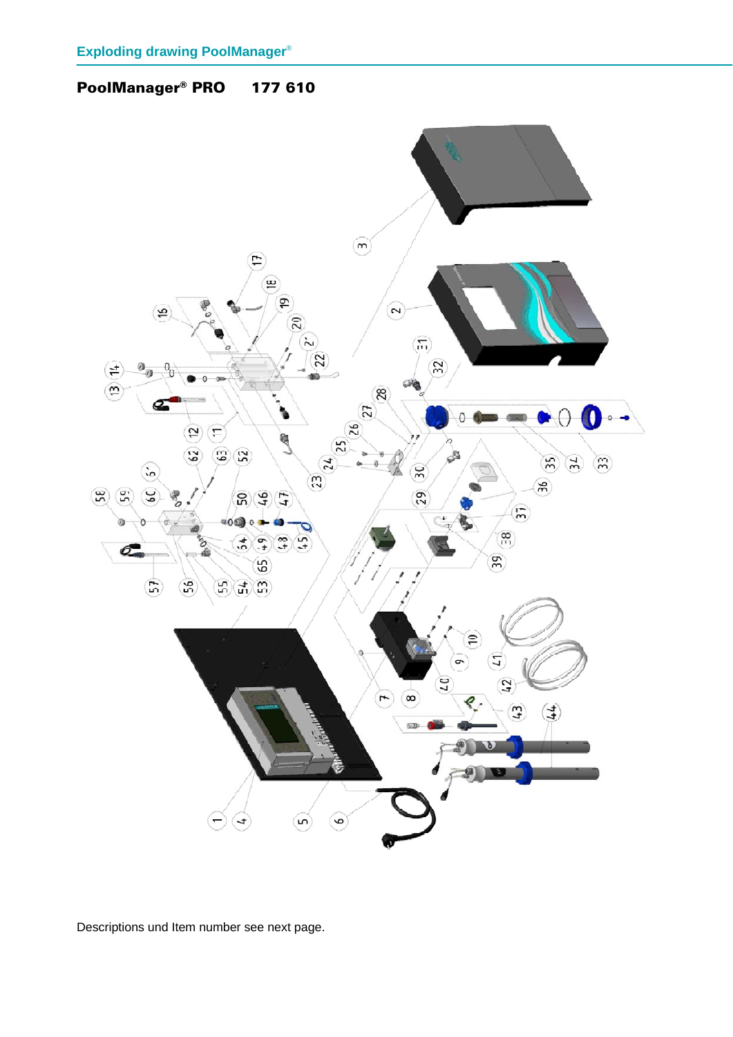Exploding drawing PoolManager®

**PoolManager® PRO 177 610**

Descriptions und Item number see next page.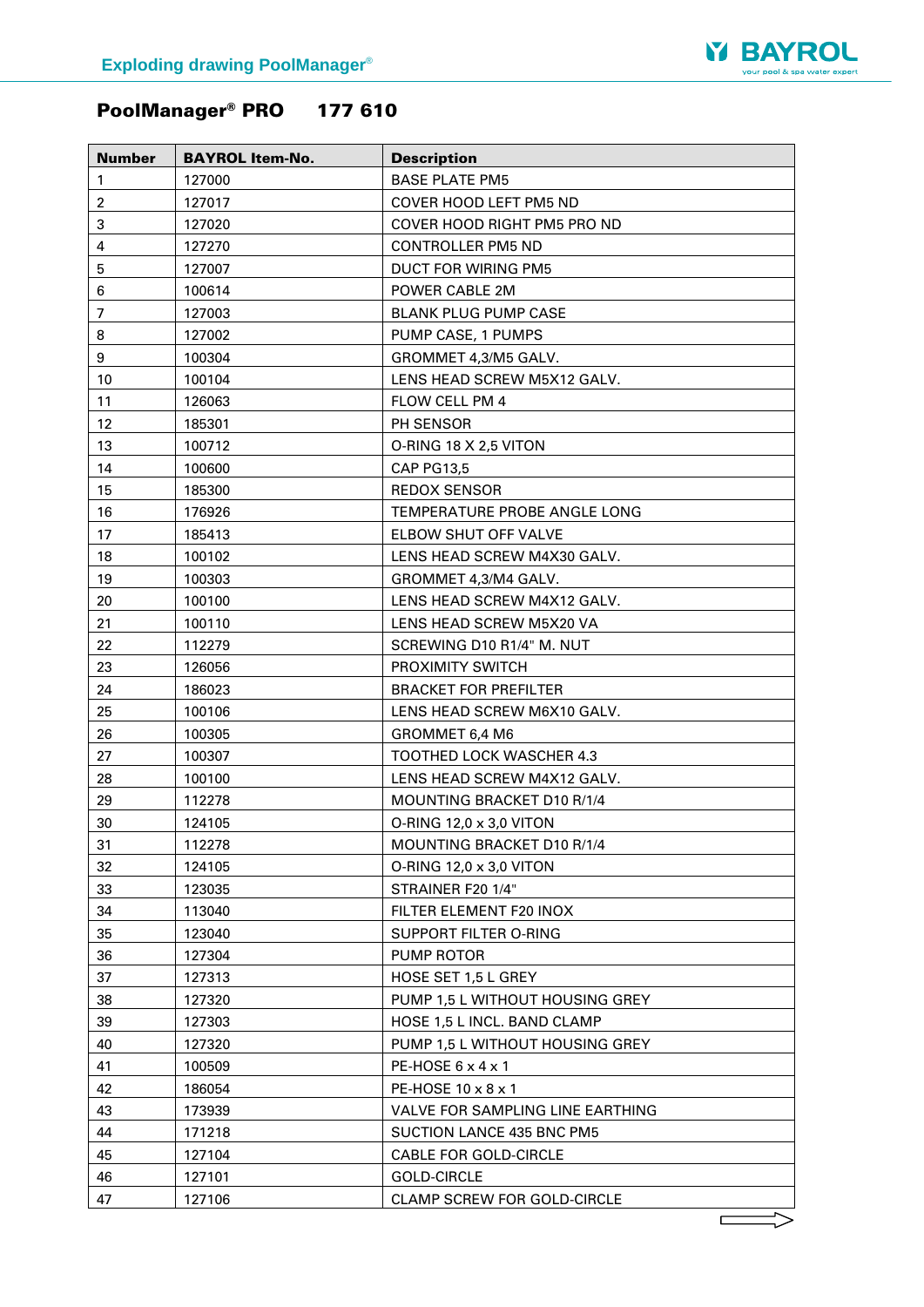## PoolManager® PRO 177 610

| Number | BAYROL Item-No. | Description |
|---|---|---|
| 1 | 127000 | BASE PLATE PM5 |
| 2 | 127017 | COVER HOOD LEFT PM5 ND |
| 3 | 127020 | COVER HOOD RIGHT PM5 PRO ND |
| 4 | 127270 | CONTROLLER PM5 ND |
| 5 | 127007 | DUCT FOR WIRING PM5 |
| 6 | 100614 | POWER CABLE 2M |
| 7 | 127003 | BLANK PLUG PUMP CASE |
| 8 | 127002 | PUMP CASE, 1 PUMPS |
| 9 | 100304 | GROMMET 4,3/M5 GALV. |
| 10 | 100104 | LENS HEAD SCREW M5X12 GALV. |
| 11 | 126063 | FLOW CELL PM 4 |
| 12 | 185301 | PH SENSOR |
| 13 | 100712 | O-RING 18 X 2,5 VITON |
| 14 | 100600 | CAP PG13,5 |
| 15 | 185300 | REDOX SENSOR |
| 16 | 176926 | TEMPERATURE PROBE ANGLE LONG |
| 17 | 185413 | ELBOW SHUT OFF VALVE |
| 18 | 100102 | LENS HEAD SCREW M4X30 GALV. |
| 19 | 100303 | GROMMET 4,3/M4 GALV. |
| 20 | 100100 | LENS HEAD SCREW M4X12 GALV. |
| 21 | 100110 | LENS HEAD SCREW M5X20 VA |
| 22 | 112279 | SCREWING D10 R1/4" M. NUT |
| 23 | 126056 | PROXIMITY SWITCH |
| 24 | 186023 | BRACKET FOR PREFILTER |
| 25 | 100106 | LENS HEAD SCREW M6X10 GALV. |
| 26 | 100305 | GROMMET 6,4 M6 |
| 27 | 100307 | TOOTHED LOCK WASCHER 4.3 |
| 28 | 100100 | LENS HEAD SCREW M4X12 GALV. |
| 29 | 112278 | MOUNTING BRACKET D10 R/1/4 |
| 30 | 124105 | O-RING 12,0 x 3,0 VITON |
| 31 | 112278 | MOUNTING BRACKET D10 R/1/4 |
| 32 | 124105 | O-RING 12,0 x 3,0 VITON |
| 33 | 123035 | STRAINER F20 1/4" |
| 34 | 113040 | FILTER ELEMENT F20 INOX |
| 35 | 123040 | SUPPORT FILTER O-RING |
| 36 | 127304 | PUMP ROTOR |
| 37 | 127313 | HOSE SET 1,5 L GREY |
| 38 | 127320 | PUMP 1,5 L WITHOUT HOUSING GREY |
| 39 | 127303 | HOSE 1,5 L INCL. BAND CLAMP |
| 40 | 127320 | PUMP 1,5 L WITHOUT HOUSING GREY |
| 41 | 100509 | PE-HOSE 6 x 4 x 1 |
| 42 | 186054 | PE-HOSE 10 x 8 x 1 |
| 43 | 173939 | VALVE FOR SAMPLING LINE EARTHING |
| 44 | 171218 | SUCTION LANCE 435 BNC PM5 |
| 45 | 127104 | CABLE FOR GOLD-CIRCLE |
| 46 | 127101 | GOLD-CIRCLE |
| 47 | 127106 | CLAMP SCREW FOR GOLD-CIRCLE |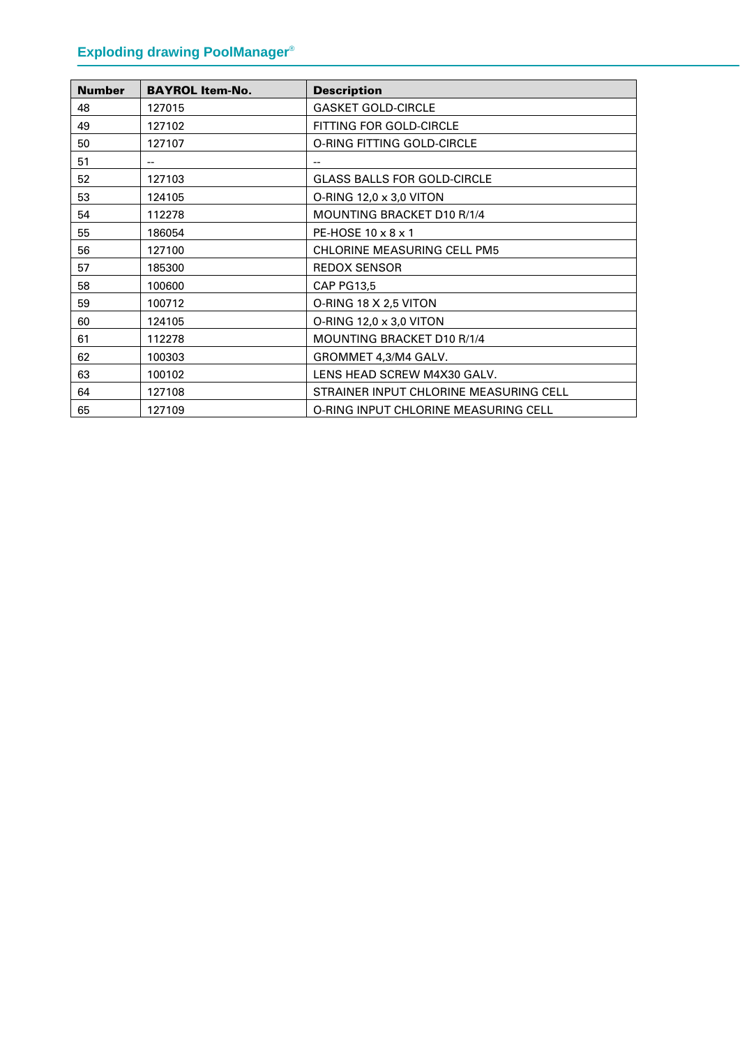## Exploding drawing PoolManager®

| Number | BAYROL Item-No. | Description |
|---|---|---|
| 48 | 127015 | GASKET GOLD-CIRCLE |
| 49 | 127102 | FITTING FOR GOLD-CIRCLE |
| 50 | 127107 | O-RING FITTING GOLD-CIRCLE |
| 51 | -- | -- |
| 52 | 127103 | GLASS BALLS FOR GOLD-CIRCLE |
| 53 | 124105 | O-RING 12,0 x 3,0 VITON |
| 54 | 112278 | MOUNTING BRACKET D10 R/1/4 |
| 55 | 186054 | PE-HOSE 10 x 8 x 1 |
| 56 | 127100 | CHLORINE MEASURING CELL PM5 |
| 57 | 185300 | REDOX SENSOR |
| 58 | 100600 | CAP PG13,5 |
| 59 | 100712 | O-RING 18 X 2,5 VITON |
| 60 | 124105 | O-RING 12,0 x 3,0 VITON |
| 61 | 112278 | MOUNTING BRACKET D10 R/1/4 |
| 62 | 100303 | GROMMET 4,3/M4 GALV. |
| 63 | 100102 | LENS HEAD SCREW M4X30 GALV. |
| 64 | 127108 | STRAINER INPUT CHLORINE MEASURING CELL |
| 65 | 127109 | O-RING INPUT CHLORINE MEASURING CELL |